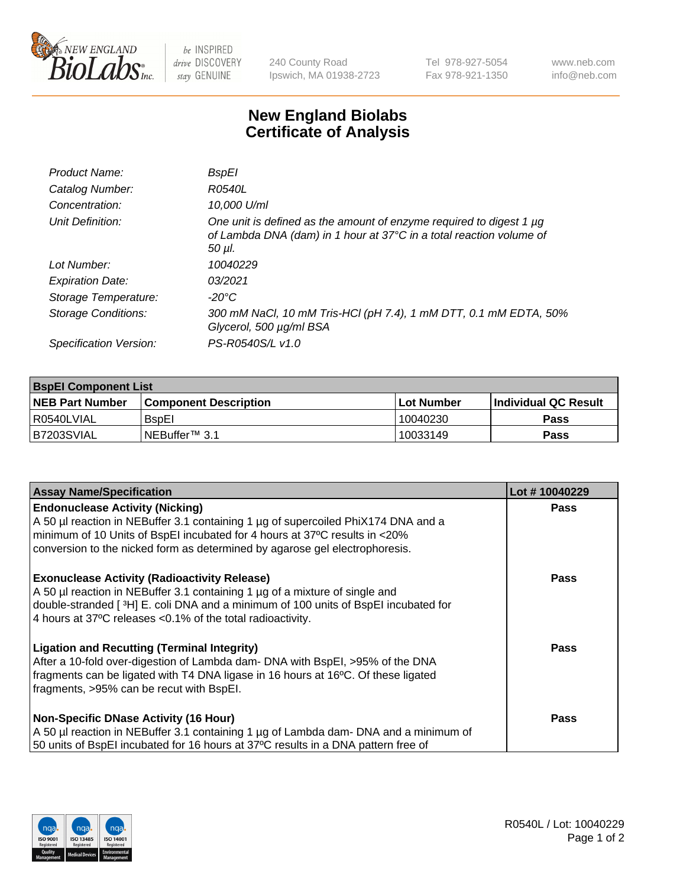# New England Biolabs Certificate of Analysis

| | |
|---|---|
| *Product Name:* | *BspEI* |
| *Catalog Number:* | *R0540L* |
| *Concentration:* | *10,000 U/ml* |
| *Unit Definition:* | *One unit is defined as the amount of enzyme required to digest 1 µg of Lambda DNA (dam) in 1 hour at 37°C in a total reaction volume of 50 µl.* |
| *Lot Number:* | *10040229* |
| *Expiration Date:* | *03/2021* |
| *Storage Temperature:* | *-20°C* |
| *Storage Conditions:* | *300 mM NaCl, 10 mM Tris-HCl (pH 7.4), 1 mM DTT, 0.1 mM EDTA, 50% Glycerol, 500 µg/ml BSA* |
| *Specification Version:* | *PS-R0540S/L v1.0* |

| **BspEI Component List** | | | |
|---|---|---|---|
| **NEB Part Number** | **Component Description** | **Lot Number** | **Individual QC Result** |
| R0540LVIAL | BspEI | 10040230 | **Pass** |
| B7203SVIAL | NEBuffer™ 3.1 | 10033149 | **Pass** |

| **Assay Name/Specification** | **Lot # 10040229** |
|---|---|
| **Endonuclease Activity (Nicking)**<br>A 50 µl reaction in NEBuffer 3.1 containing 1 µg of supercoiled PhiX174 DNA and a minimum of 10 Units of BspEI incubated for 4 hours at 37ºC results in <20% conversion to the nicked form as determined by agarose gel electrophoresis. | **Pass** |
| **Exonuclease Activity (Radioactivity Release)**<br>A 50 µl reaction in NEBuffer 3.1 containing 1 µg of a mixture of single and double-stranded [ $^{3}$H] E. coli DNA and a minimum of 100 units of BspEI incubated for 4 hours at 37ºC releases <0.1% of the total radioactivity. | **Pass** |
| **Ligation and Recutting (Terminal Integrity)**<br>After a 10-fold over-digestion of Lambda dam- DNA with BspEI, >95% of the DNA fragments can be ligated with T4 DNA ligase in 16 hours at 16ºC. Of these ligated fragments, >95% can be recut with BspEI. | **Pass** |
| **Non-Specific DNase Activity (16 Hour)**<br>A 50 µl reaction in NEBuffer 3.1 containing 1 µg of Lambda dam- DNA and a minimum of 50 units of BspEI incubated for 16 hours at 37ºC results in a DNA pattern free of | **Pass** |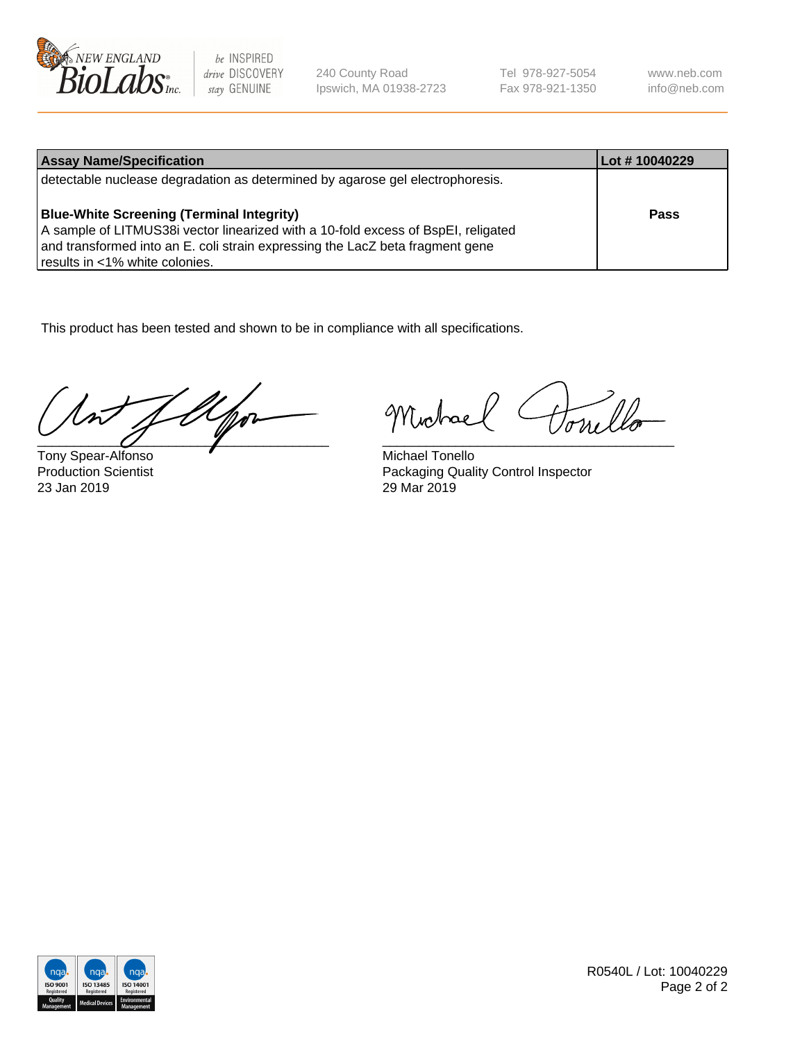| Assay Name/Specification | Lot # 10040229 |
|---|---|
| detectable nuclease degradation as determined by agarose gel electrophoresis. | |
| **Blue-White Screening (Terminal Integrity)**<br>A sample of LITMUS38i vector linearized with a 10-fold excess of BspEI, religated and transformed into an E. coli strain expressing the LacZ beta fragment gene results in <1% white colonies. | **Pass** |

This product has been tested and shown to be in compliance with all specifications.

Tony Spear-Alfonso
Production Scientist
23 Jan 2019

Michael Tonello
Packaging Quality Control Inspector
29 Mar 2019

R0540L / Lot: 10040229